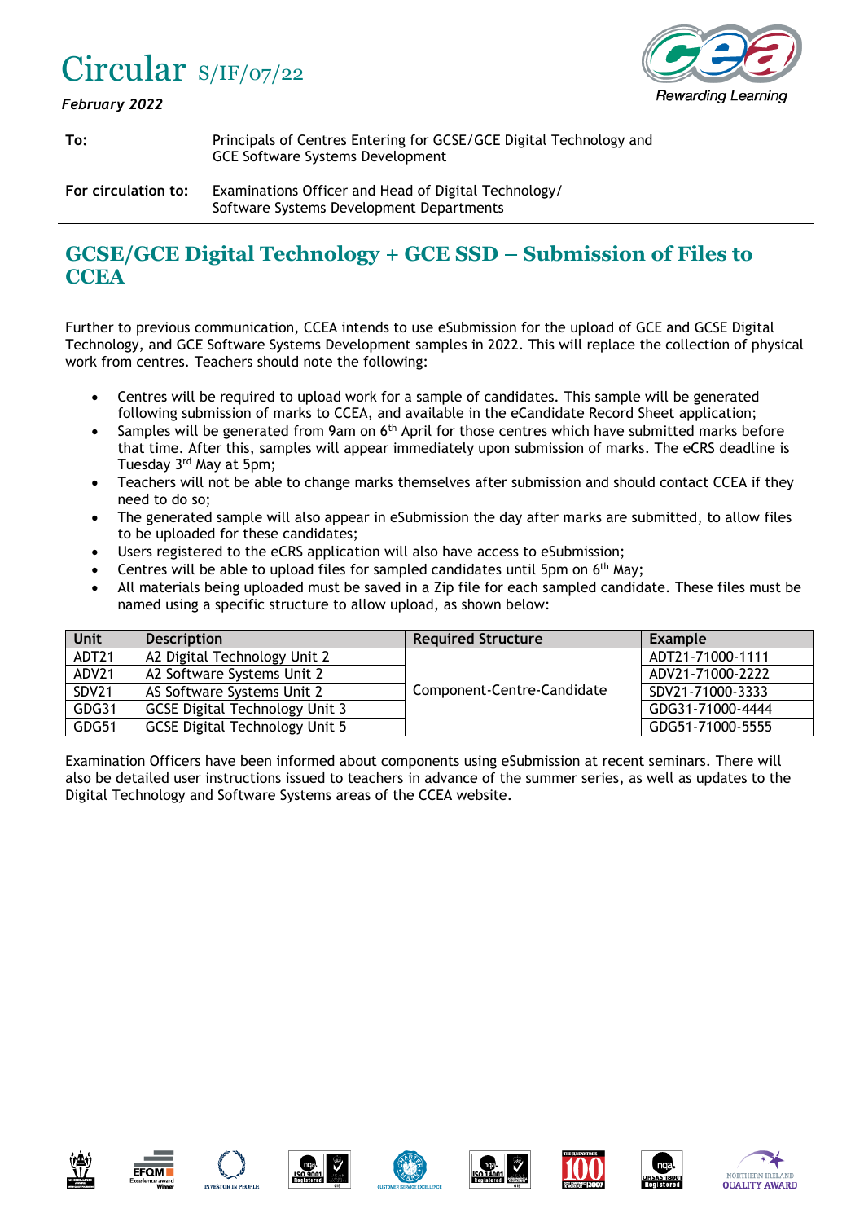# Circular S/IF/07/22

*February 2022*

| | |
|---|---|
| **To:** | Principals of Centres Entering for GCSE/GCE Digital Technology and GCE Software Systems Development |
| **For circulation to:** | Examinations Officer and Head of Digital Technology/ Software Systems Development Departments |

## GCSE/GCE Digital Technology + GCE SSD – Submission of Files to CCEA

Further to previous communication, CCEA intends to use eSubmission for the upload of GCE and GCSE Digital Technology, and GCE Software Systems Development samples in 2022. This will replace the collection of physical work from centres. Teachers should note the following:

- Centres will be required to upload work for a sample of candidates. This sample will be generated following submission of marks to CCEA, and available in the eCandidate Record Sheet application;
- Samples will be generated from 9am on 6th April for those centres which have submitted marks before that time. After this, samples will appear immediately upon submission of marks. The eCRS deadline is Tuesday 3rd May at 5pm;
- Teachers will not be able to change marks themselves after submission and should contact CCEA if they need to do so;
- The generated sample will also appear in eSubmission the day after marks are submitted, to allow files to be uploaded for these candidates;
- Users registered to the eCRS application will also have access to eSubmission;
- Centres will be able to upload files for sampled candidates until 5pm on 6th May;
- All materials being uploaded must be saved in a Zip file for each sampled candidate. These files must be named using a specific structure to allow upload, as shown below:

| Unit | Description | Required Structure | Example |
|---|---|---|---|
| ADT21 | A2 Digital Technology Unit 2 | Component-Centre-Candidate | ADT21-71000-1111 |
| ADV21 | A2 Software Systems Unit 2 | | ADV21-71000-2222 |
| SDV21 | AS Software Systems Unit 2 | | SDV21-71000-3333 |
| GDG31 | GCSE Digital Technology Unit 3 | | GDG31-71000-4444 |
| GDG51 | GCSE Digital Technology Unit 5 | | GDG51-71000-5555 |

Examination Officers have been informed about components using eSubmission at recent seminars. There will also be detailed user instructions issued to teachers in advance of the summer series, as well as updates to the Digital Technology and Software Systems areas of the CCEA website.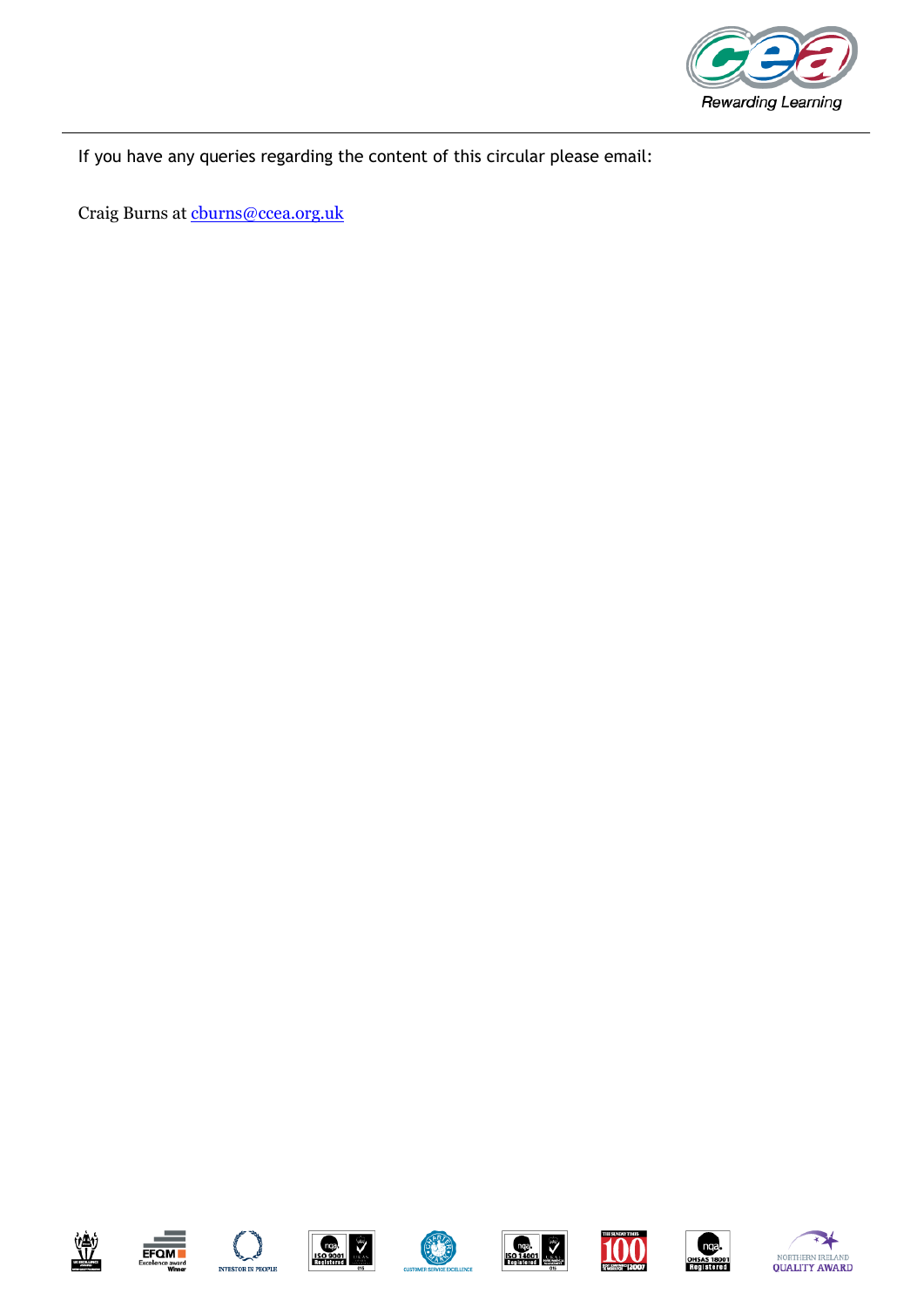If you have any queries regarding the content of this circular please email:

Craig Burns at cburns@ccea.org.uk